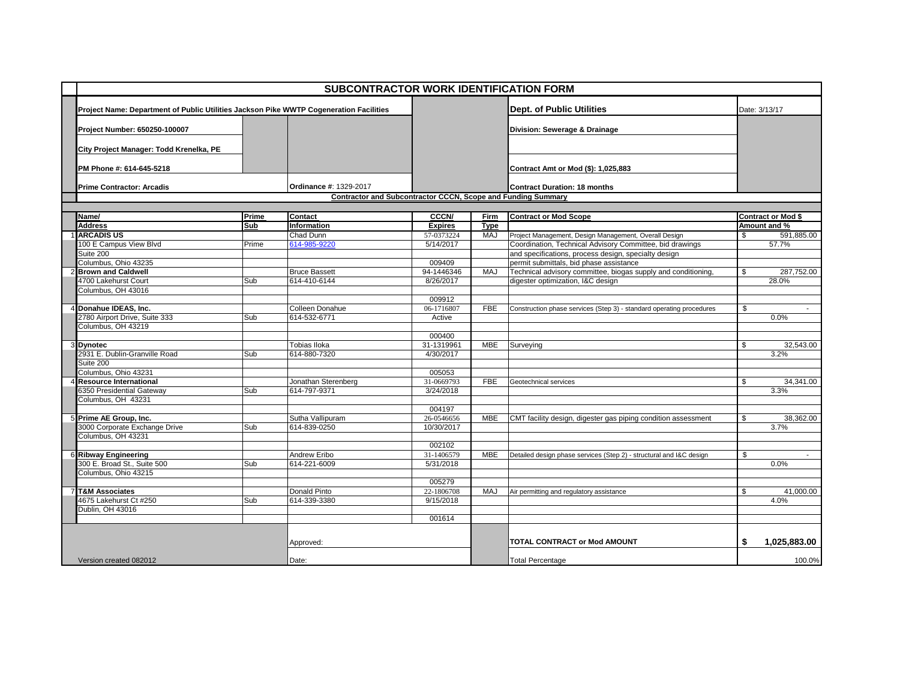# SUBCONTRACTOR WORK IDENTIFICATION FORM

**Project Name: Department of Public Utilities Jackson Pike WWTP Cogeneration Facilities**

**Dept. of Public Utilities**

Date: 3/13/17

**Project Number: 650250-100007**

**Division: Sewerage & Drainage**

**City Project Manager: Todd Krenelka, PE**

**PM Phone #: 614-645-5218**

**Contract Amt or Mod ($): 1,025,883**

**Prime Contractor: Arcadis**

**Ordinance #**: 1329-2017

**Contract Duration: 18 months**

**Contractor and Subcontractor CCCN, Scope and Funding Summary**

| # | Name/ Address | Prime Sub | Contact Information | CCCN/ Expires | Firm Type | Contract or Mod Scope | Contract or Mod $ Amount and % |
|---|---|---|---|---|---|---|---|
| 1 | **ARCADIS US** | | Chad Dunn | 57-0373224 | MAJ | Project Management, Design Management, Overall Design | $ 591,885.00 |
| | 100 E Campus View Blvd | Prime | 614-985-9220 | 5/14/2017 | | Coordination, Technical Advisory Committee, bid drawings | 57.7% |
| | Suite 200 | | | | | and specifications, process design, specialty design | |
| | Columbus, Ohio 43235 | | | 009409 | | permit submittals, bid phase assistance | |
| 2 | **Brown and Caldwell** | | Bruce Bassett | 94-1446346 | MAJ | Technical advisory committee, biogas supply and conditioning, | $ 287,752.00 |
| | 4700 Lakehurst Court | Sub | 614-410-6144 | 8/26/2017 | | digester optimization, I&C design | 28.0% |
| | Columbus, OH 43016 | | | | | | |
| | | | | 009912 | | | |
| 4 | **Donahue IDEAS, Inc.** | | Colleen Donahue | 06-1716807 | FBE | Construction phase services (Step 3) - standard operating procedures | $ - |
| | 2780 Airport Drive, Suite 333 | Sub | 614-532-6771 | Active | | | 0.0% |
| | Columbus, OH 43219 | | | | | | |
| | | | | 000400 | | | |
| 3 | **Dynotec** | | Tobias Iloka | 31-1319961 | MBE | Surveying | $ 32,543.00 |
| | 2931 E. Dublin-Granville Road | Sub | 614-880-7320 | 4/30/2017 | | | 3.2% |
| | Suite 200 | | | | | | |
| | Columbus, Ohio 43231 | | | 005053 | | | |
| 4 | **Resource International** | | Jonathan Sterenberg | 31-0669793 | FBE | Geotechnical services | $ 34,341.00 |
| | 6350 Presidential Gateway | Sub | 614-797-9371 | 3/24/2018 | | | 3.3% |
| | Columbus, OH 43231 | | | | | | |
| | | | | 004197 | | | |
| 5 | **Prime AE Group, Inc.** | | Sutha Vallipuram | 26-0546656 | MBE | CMT facility design, digester gas piping condition assessment | $ 38,362.00 |
| | 3000 Corporate Exchange Drive | Sub | 614-839-0250 | 10/30/2017 | | | 3.7% |
| | Columbus, OH 43231 | | | | | | |
| | | | | 002102 | | | |
| 6 | **Ribway Engineering** | | Andrew Eribo | 31-1406579 | MBE | Detailed design phase services (Step 2) - structural and I&C design | $ - |
| | 300 E. Broad St., Suite 500 | Sub | 614-221-6009 | 5/31/2018 | | | 0.0% |
| | Columbus, Ohio 43215 | | | | | | |
| | | | | 005279 | | | |
| 7 | **T&M Associates** | | Donald Pinto | 22-1806708 | MAJ | Air permitting and regulatory assistance | $ 41,000.00 |
| | 4675 Lakehurst Ct #250 | Sub | 614-339-3380 | 9/15/2018 | | | 4.0% |
| | Dublin, OH 43016 | | | | | | |
| | | | | 001614 | | | |

| | | |
|---|---|---|
| Approved: | **TOTAL CONTRACT or Mod AMOUNT** | **$ 1,025,883.00** |
| Date: | Total Percentage | 100.0% |

Version created 082012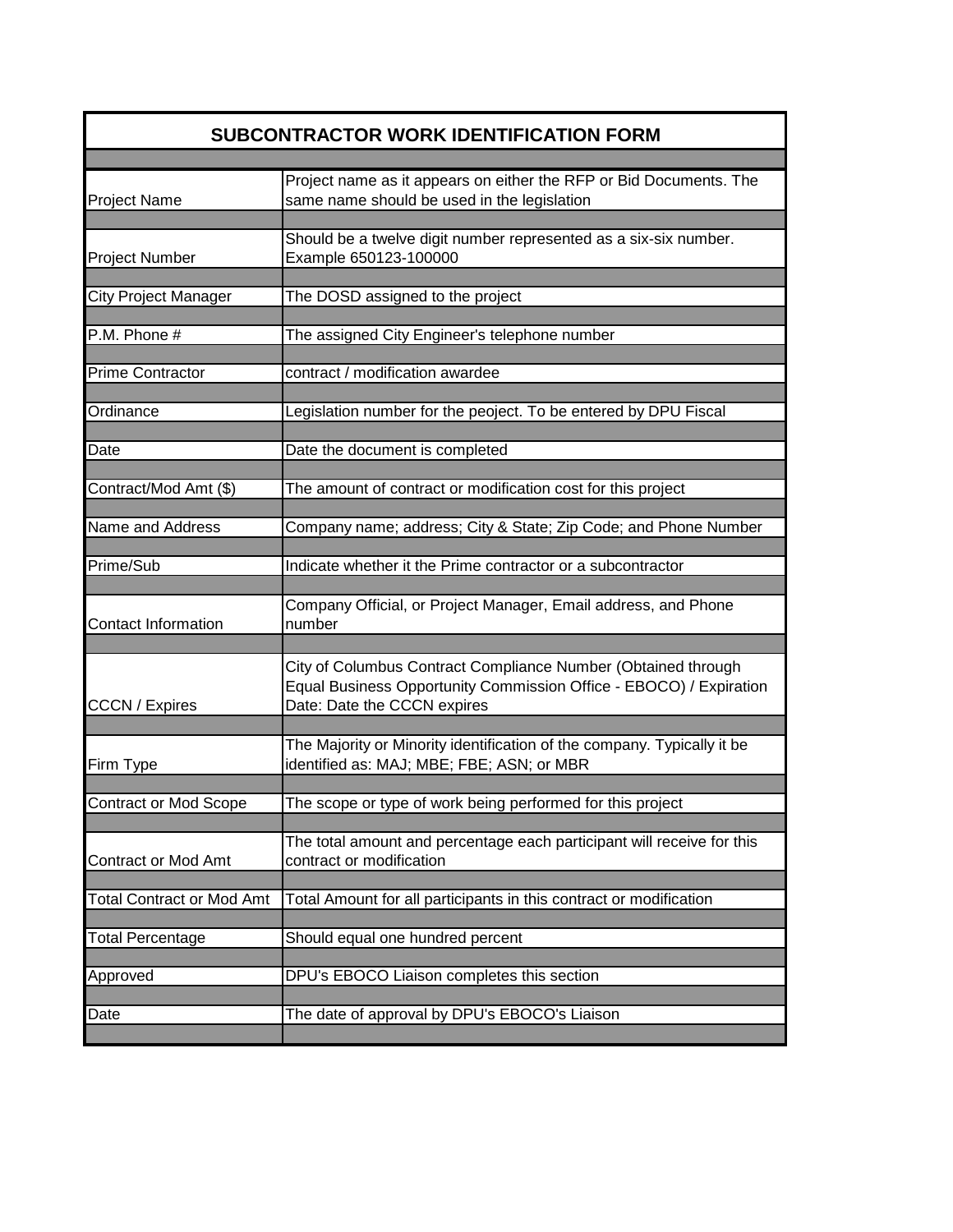## SUBCONTRACTOR WORK IDENTIFICATION FORM

| | |
|---|---|
| Project Name | Project name as it appears on either the RFP or Bid Documents. The same name should be used in the legislation |
| Project Number | Should be a twelve digit number represented as a six-six number. Example 650123-100000 |
| City Project Manager | The DOSD assigned to the project |
| P.M. Phone # | The assigned City Engineer's telephone number |
| Prime Contractor | contract / modification awardee |
| Ordinance | Legislation number for the peoject. To be entered by DPU Fiscal |
| Date | Date the document is completed |
| Contract/Mod Amt ($) | The amount of contract or modification cost for this project |
| Name and Address | Company name; address; City & State; Zip Code; and Phone Number |
| Prime/Sub | Indicate whether it the Prime contractor or a subcontractor |
| Contact Information | Company Official, or Project Manager, Email address, and Phone number |
| CCCN / Expires | City of Columbus Contract Compliance Number (Obtained through Equal Business Opportunity Commission Office - EBOCO) / Expiration Date: Date the CCCN expires |
| Firm Type | The Majority or Minority identification of the company. Typically it be identified as: MAJ; MBE; FBE; ASN; or MBR |
| Contract or Mod Scope | The scope or type of work being performed for this project |
| Contract or Mod Amt | The total amount and percentage each participant will receive for this contract or modification |
| Total Contract or Mod Amt | Total Amount for all participants in this contract or modification |
| Total Percentage | Should equal one hundred percent |
| Approved | DPU's EBOCO Liaison completes this section |
| Date | The date of approval by DPU's EBOCO's Liaison |